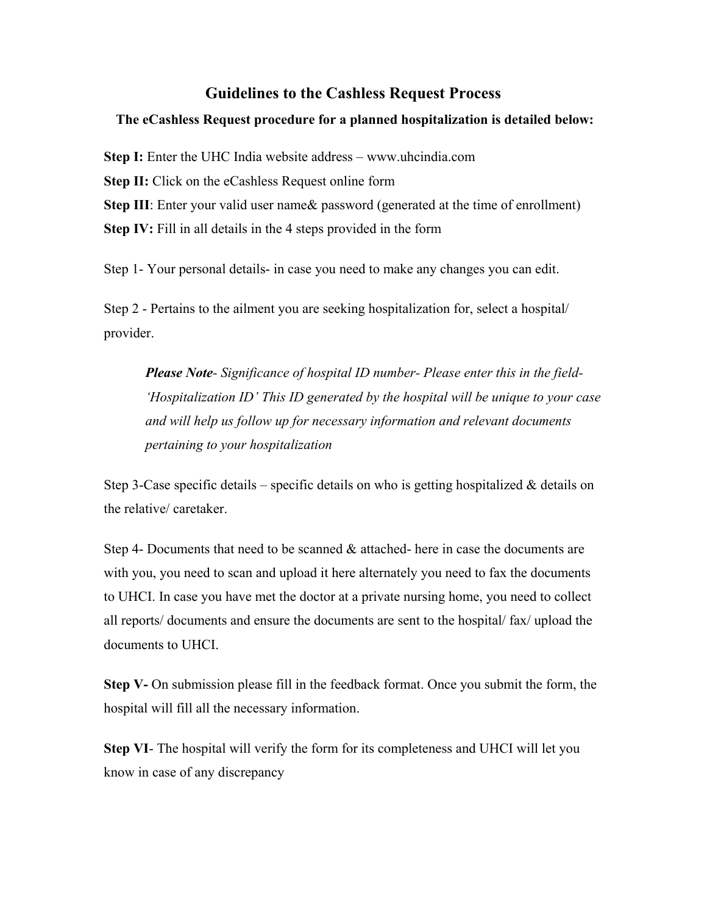# Guidelines to the Cashless Request Process

**The eCashless Request procedure for a planned hospitalization is detailed below:**

**Step I:** Enter the UHC India website address – www.uhcindia.com

**Step II:** Click on the eCashless Request online form

**Step III**: Enter your valid user name& password (generated at the time of enrollment)

**Step IV:** Fill in all details in the 4 steps provided in the form

Step 1- Your personal details- in case you need to make any changes you can edit.

Step 2 - Pertains to the ailment you are seeking hospitalization for, select a hospital/ provider.

> ***Please Note****- Significance of hospital ID number- Please enter this in the field- 'Hospitalization ID' This ID generated by the hospital will be unique to your case and will help us follow up for necessary information and relevant documents pertaining to your hospitalization*

Step 3-Case specific details – specific details on who is getting hospitalized & details on the relative/ caretaker.

Step 4- Documents that need to be scanned & attached- here in case the documents are with you, you need to scan and upload it here alternately you need to fax the documents to UHCI. In case you have met the doctor at a private nursing home, you need to collect all reports/ documents and ensure the documents are sent to the hospital/ fax/ upload the documents to UHCI.

**Step V-** On submission please fill in the feedback format. Once you submit the form, the hospital will fill all the necessary information.

**Step VI**- The hospital will verify the form for its completeness and UHCI will let you know in case of any discrepancy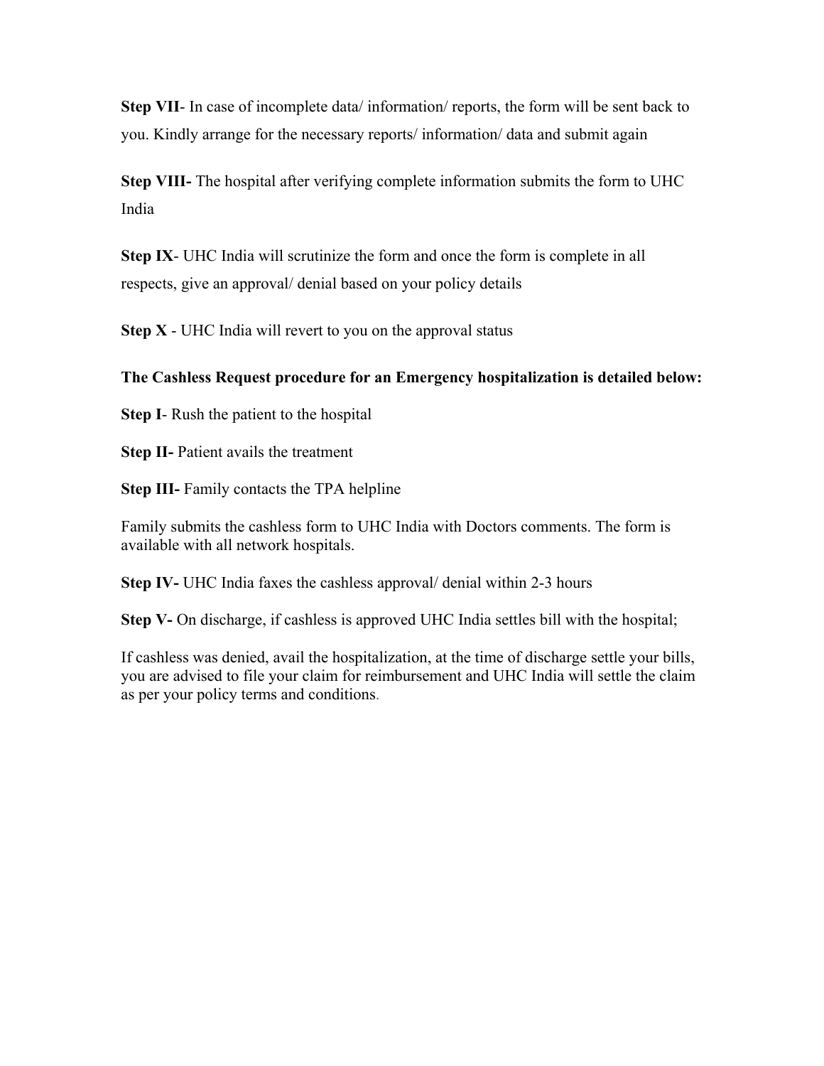**Step VII**- In case of incomplete data/ information/ reports, the form will be sent back to you. Kindly arrange for the necessary reports/ information/ data and submit again

**Step VIII-** The hospital after verifying complete information submits the form to UHC India

**Step IX**- UHC India will scrutinize the form and once the form is complete in all respects, give an approval/ denial based on your policy details

**Step X** - UHC India will revert to you on the approval status

**The Cashless Request procedure for an Emergency hospitalization is detailed below:**

**Step I**- Rush the patient to the hospital

**Step II-** Patient avails the treatment

**Step III-** Family contacts the TPA helpline

Family submits the cashless form to UHC India with Doctors comments. The form is available with all network hospitals.

**Step IV-** UHC India faxes the cashless approval/ denial within 2-3 hours

**Step V-** On discharge, if cashless is approved UHC India settles bill with the hospital;

If cashless was denied, avail the hospitalization, at the time of discharge settle your bills, you are advised to file your claim for reimbursement and UHC India will settle the claim as per your policy terms and conditions.